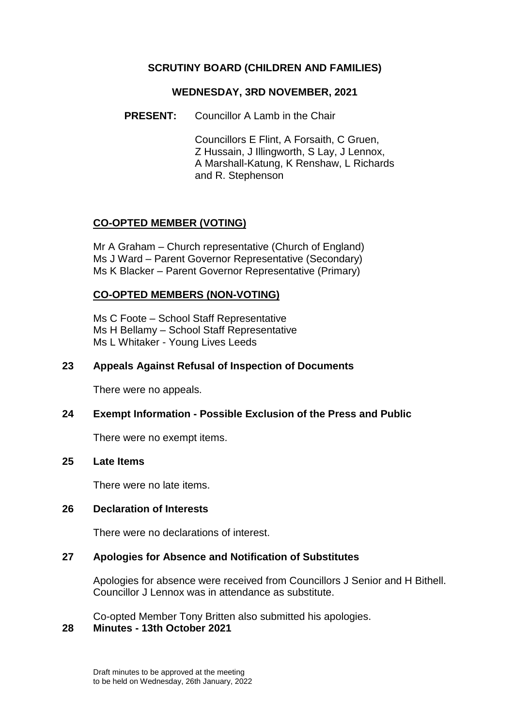# SCRUTINY BOARD (CHILDREN AND FAMILIES)

## WEDNESDAY, 3RD NOVEMBER, 2021

**PRESENT:** Councillor A Lamb in the Chair

Councillors E Flint, A Forsaith, C Gruen, Z Hussain, J Illingworth, S Lay, J Lennox, A Marshall-Katung, K Renshaw, L Richards and R. Stephenson

**CO-OPTED MEMBER (VOTING)**

Mr A Graham – Church representative (Church of England)
Ms J Ward – Parent Governor Representative (Secondary)
Ms K Blacker – Parent Governor Representative (Primary)

**CO-OPTED MEMBERS (NON-VOTING)**

Ms C Foote – School Staff Representative
Ms H Bellamy – School Staff Representative
Ms L Whitaker - Young Lives Leeds

### 23 Appeals Against Refusal of Inspection of Documents

There were no appeals.

### 24 Exempt Information - Possible Exclusion of the Press and Public

There were no exempt items.

### 25 Late Items

There were no late items.

### 26 Declaration of Interests

There were no declarations of interest.

### 27 Apologies for Absence and Notification of Substitutes

Apologies for absence were received from Councillors J Senior and H Bithell. Councillor J Lennox was in attendance as substitute.

Co-opted Member Tony Britten also submitted his apologies.

### 28 Minutes - 13th October 2021

Draft minutes to be approved at the meeting to be held on Wednesday, 26th January, 2022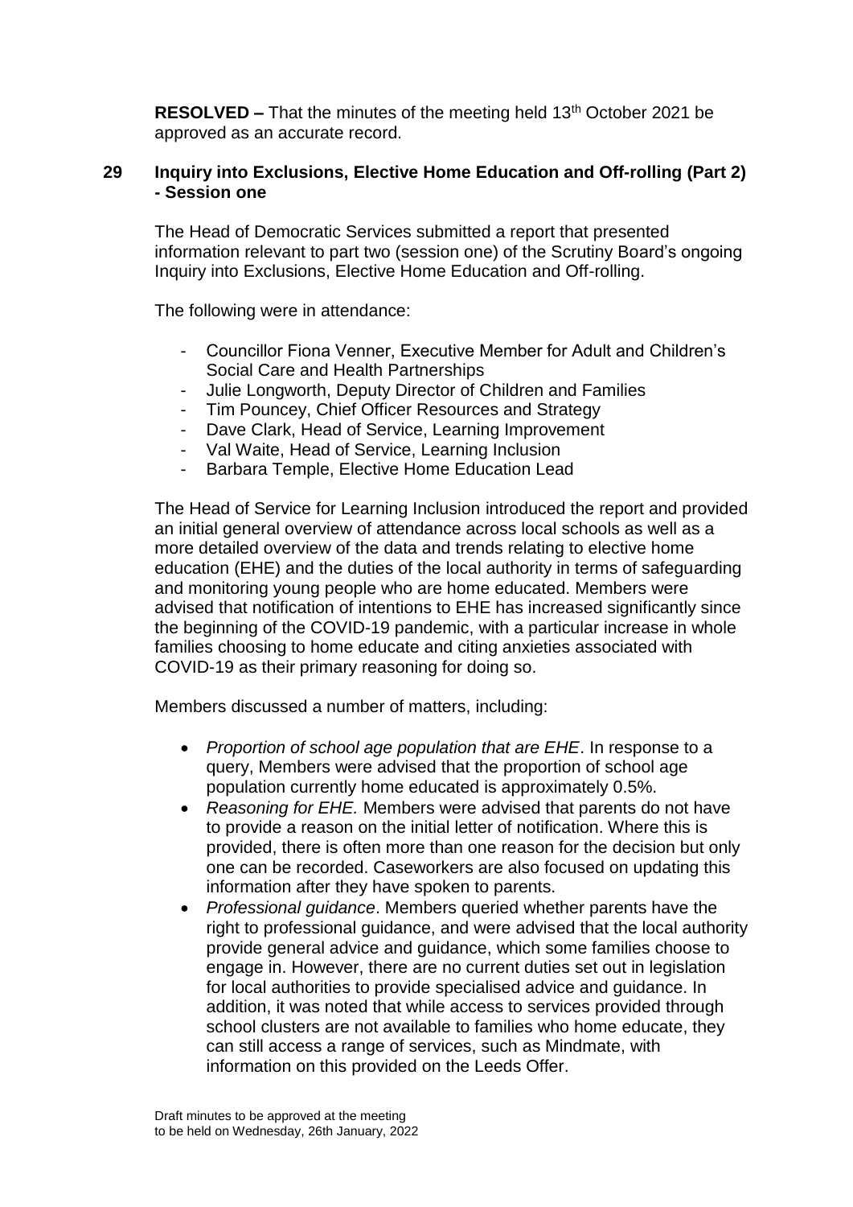**RESOLVED –** That the minutes of the meeting held 13th October 2021 be approved as an accurate record.

## 29 Inquiry into Exclusions, Elective Home Education and Off-rolling (Part 2) - Session one

The Head of Democratic Services submitted a report that presented information relevant to part two (session one) of the Scrutiny Board's ongoing Inquiry into Exclusions, Elective Home Education and Off-rolling.

The following were in attendance:

- Councillor Fiona Venner, Executive Member for Adult and Children's Social Care and Health Partnerships
- Julie Longworth, Deputy Director of Children and Families
- Tim Pouncey, Chief Officer Resources and Strategy
- Dave Clark, Head of Service, Learning Improvement
- Val Waite, Head of Service, Learning Inclusion
- Barbara Temple, Elective Home Education Lead

The Head of Service for Learning Inclusion introduced the report and provided an initial general overview of attendance across local schools as well as a more detailed overview of the data and trends relating to elective home education (EHE) and the duties of the local authority in terms of safeguarding and monitoring young people who are home educated. Members were advised that notification of intentions to EHE has increased significantly since the beginning of the COVID-19 pandemic, with a particular increase in whole families choosing to home educate and citing anxieties associated with COVID-19 as their primary reasoning for doing so.

Members discussed a number of matters, including:

- *Proportion of school age population that are EHE*. In response to a query, Members were advised that the proportion of school age population currently home educated is approximately 0.5%.
- *Reasoning for EHE.* Members were advised that parents do not have to provide a reason on the initial letter of notification. Where this is provided, there is often more than one reason for the decision but only one can be recorded. Caseworkers are also focused on updating this information after they have spoken to parents.
- *Professional guidance*. Members queried whether parents have the right to professional guidance, and were advised that the local authority provide general advice and guidance, which some families choose to engage in. However, there are no current duties set out in legislation for local authorities to provide specialised advice and guidance. In addition, it was noted that while access to services provided through school clusters are not available to families who home educate, they can still access a range of services, such as Mindmate, with information on this provided on the Leeds Offer.

Draft minutes to be approved at the meeting to be held on Wednesday, 26th January, 2022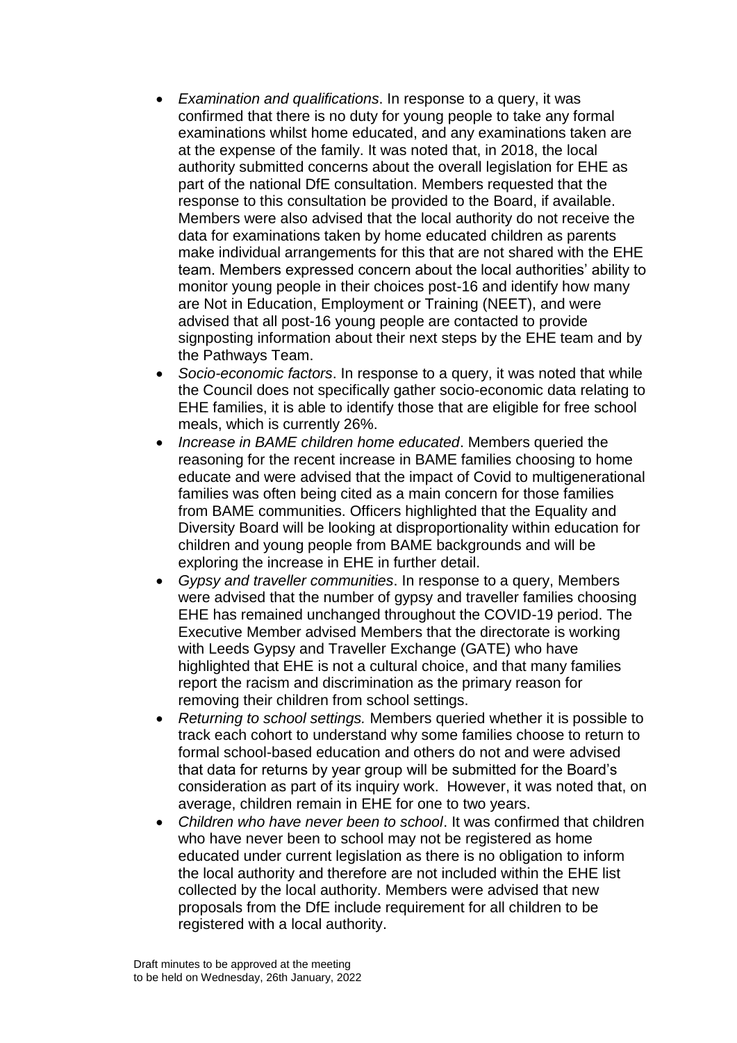- *Examination and qualifications*. In response to a query, it was confirmed that there is no duty for young people to take any formal examinations whilst home educated, and any examinations taken are at the expense of the family. It was noted that, in 2018, the local authority submitted concerns about the overall legislation for EHE as part of the national DfE consultation. Members requested that the response to this consultation be provided to the Board, if available. Members were also advised that the local authority do not receive the data for examinations taken by home educated children as parents make individual arrangements for this that are not shared with the EHE team. Members expressed concern about the local authorities' ability to monitor young people in their choices post-16 and identify how many are Not in Education, Employment or Training (NEET), and were advised that all post-16 young people are contacted to provide signposting information about their next steps by the EHE team and by the Pathways Team.
- *Socio-economic factors*. In response to a query, it was noted that while the Council does not specifically gather socio-economic data relating to EHE families, it is able to identify those that are eligible for free school meals, which is currently 26%.
- *Increase in BAME children home educated*. Members queried the reasoning for the recent increase in BAME families choosing to home educate and were advised that the impact of Covid to multigenerational families was often being cited as a main concern for those families from BAME communities. Officers highlighted that the Equality and Diversity Board will be looking at disproportionality within education for children and young people from BAME backgrounds and will be exploring the increase in EHE in further detail.
- *Gypsy and traveller communities*. In response to a query, Members were advised that the number of gypsy and traveller families choosing EHE has remained unchanged throughout the COVID-19 period. The Executive Member advised Members that the directorate is working with Leeds Gypsy and Traveller Exchange (GATE) who have highlighted that EHE is not a cultural choice, and that many families report the racism and discrimination as the primary reason for removing their children from school settings.
- *Returning to school settings.* Members queried whether it is possible to track each cohort to understand why some families choose to return to formal school-based education and others do not and were advised that data for returns by year group will be submitted for the Board's consideration as part of its inquiry work. However, it was noted that, on average, children remain in EHE for one to two years.
- *Children who have never been to school*. It was confirmed that children who have never been to school may not be registered as home educated under current legislation as there is no obligation to inform the local authority and therefore are not included within the EHE list collected by the local authority. Members were advised that new proposals from the DfE include requirement for all children to be registered with a local authority.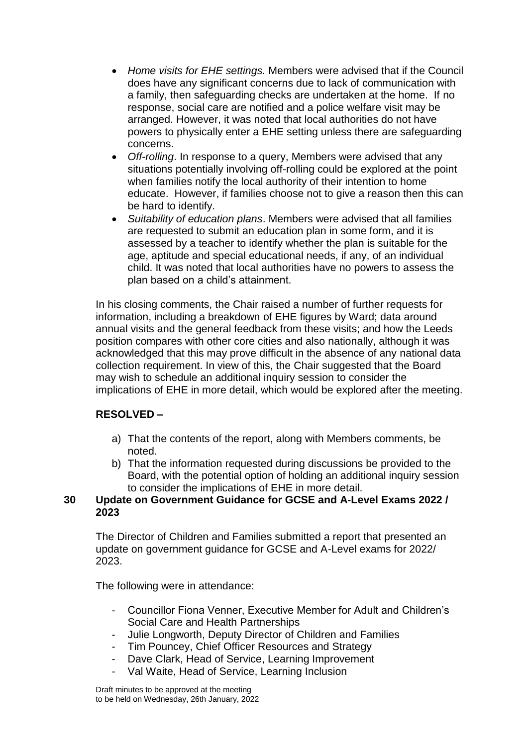- *Home visits for EHE settings.* Members were advised that if the Council does have any significant concerns due to lack of communication with a family, then safeguarding checks are undertaken at the home. If no response, social care are notified and a police welfare visit may be arranged. However, it was noted that local authorities do not have powers to physically enter a EHE setting unless there are safeguarding concerns.
- *Off-rolling*. In response to a query, Members were advised that any situations potentially involving off-rolling could be explored at the point when families notify the local authority of their intention to home educate. However, if families choose not to give a reason then this can be hard to identify.
- *Suitability of education plans*. Members were advised that all families are requested to submit an education plan in some form, and it is assessed by a teacher to identify whether the plan is suitable for the age, aptitude and special educational needs, if any, of an individual child. It was noted that local authorities have no powers to assess the plan based on a child's attainment.

In his closing comments, the Chair raised a number of further requests for information, including a breakdown of EHE figures by Ward; data around annual visits and the general feedback from these visits; and how the Leeds position compares with other core cities and also nationally, although it was acknowledged that this may prove difficult in the absence of any national data collection requirement. In view of this, the Chair suggested that the Board may wish to schedule an additional inquiry session to consider the implications of EHE in more detail, which would be explored after the meeting.

**RESOLVED –**

a) That the contents of the report, along with Members comments, be noted.
b) That the information requested during discussions be provided to the Board, with the potential option of holding an additional inquiry session to consider the implications of EHE in more detail.

## 30 Update on Government Guidance for GCSE and A-Level Exams 2022 / 2023

The Director of Children and Families submitted a report that presented an update on government guidance for GCSE and A-Level exams for 2022/ 2023.

The following were in attendance:

- Councillor Fiona Venner, Executive Member for Adult and Children's Social Care and Health Partnerships
- Julie Longworth, Deputy Director of Children and Families
- Tim Pouncey, Chief Officer Resources and Strategy
- Dave Clark, Head of Service, Learning Improvement
- Val Waite, Head of Service, Learning Inclusion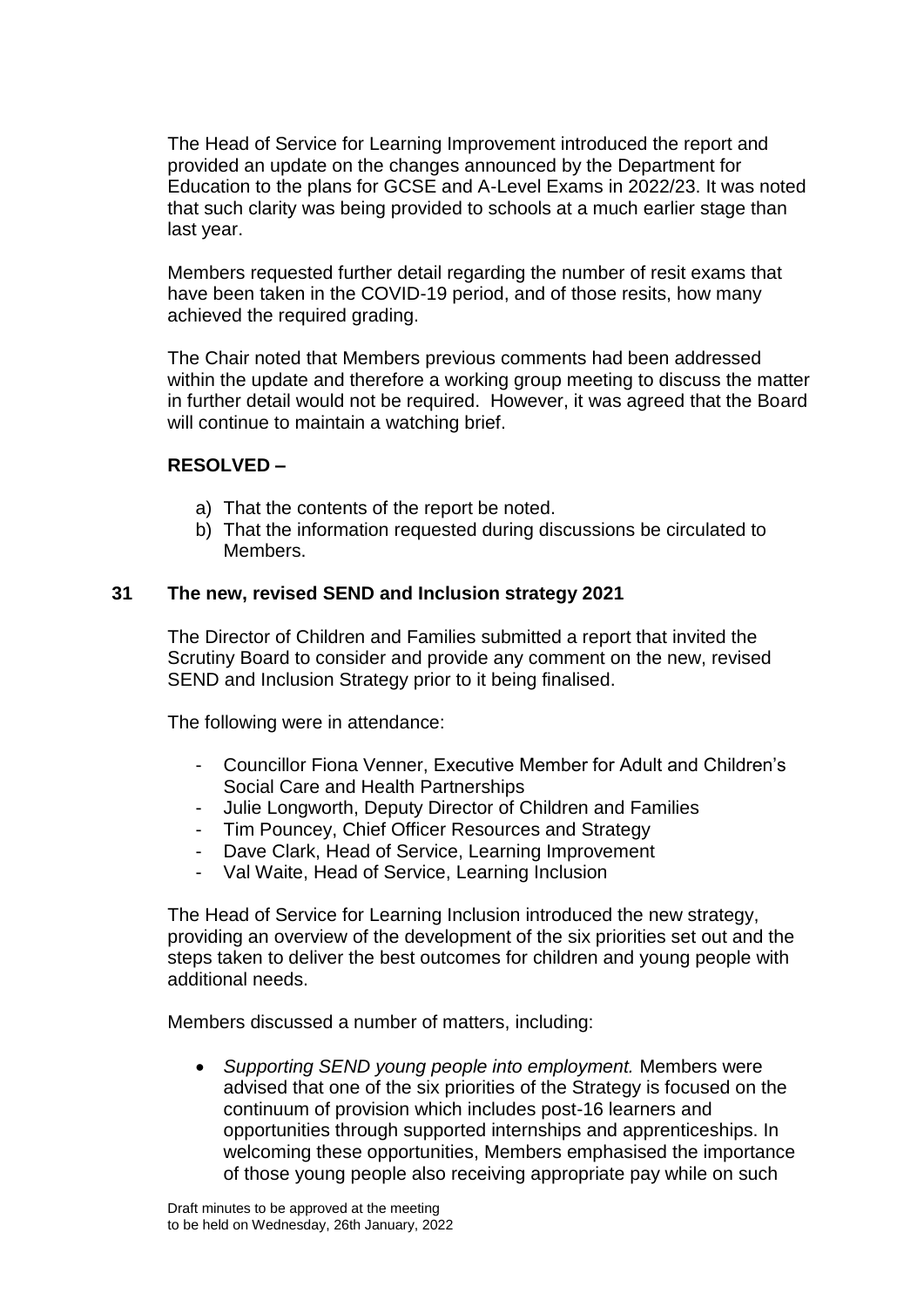The Head of Service for Learning Improvement introduced the report and provided an update on the changes announced by the Department for Education to the plans for GCSE and A-Level Exams in 2022/23. It was noted that such clarity was being provided to schools at a much earlier stage than last year.

Members requested further detail regarding the number of resit exams that have been taken in the COVID-19 period, and of those resits, how many achieved the required grading.

The Chair noted that Members previous comments had been addressed within the update and therefore a working group meeting to discuss the matter in further detail would not be required. However, it was agreed that the Board will continue to maintain a watching brief.

**RESOLVED –**

a) That the contents of the report be noted.
b) That the information requested during discussions be circulated to Members.

## 31 The new, revised SEND and Inclusion strategy 2021

The Director of Children and Families submitted a report that invited the Scrutiny Board to consider and provide any comment on the new, revised SEND and Inclusion Strategy prior to it being finalised.

The following were in attendance:

- Councillor Fiona Venner, Executive Member for Adult and Children's Social Care and Health Partnerships
- Julie Longworth, Deputy Director of Children and Families
- Tim Pouncey, Chief Officer Resources and Strategy
- Dave Clark, Head of Service, Learning Improvement
- Val Waite, Head of Service, Learning Inclusion

The Head of Service for Learning Inclusion introduced the new strategy, providing an overview of the development of the six priorities set out and the steps taken to deliver the best outcomes for children and young people with additional needs.

Members discussed a number of matters, including:

- *Supporting SEND young people into employment.* Members were advised that one of the six priorities of the Strategy is focused on the continuum of provision which includes post-16 learners and opportunities through supported internships and apprenticeships. In welcoming these opportunities, Members emphasised the importance of those young people also receiving appropriate pay while on such

Draft minutes to be approved at the meeting to be held on Wednesday, 26th January, 2022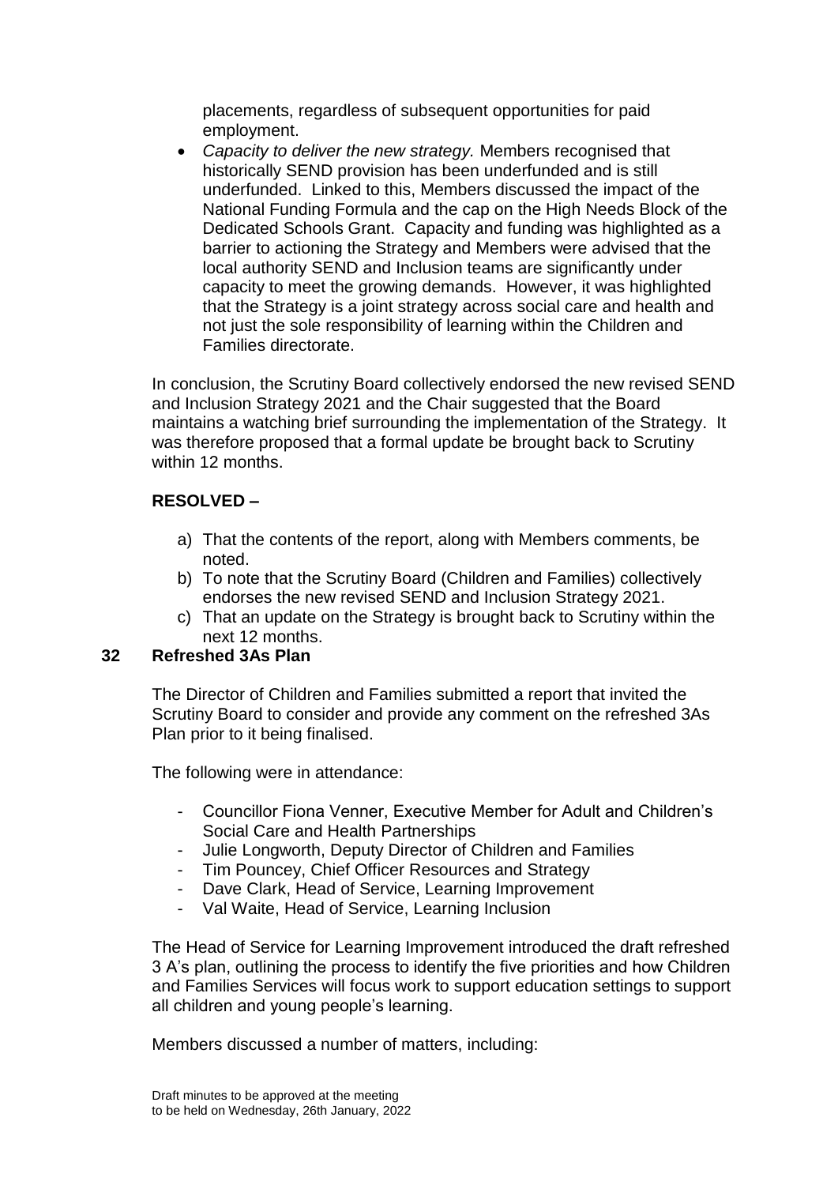placements, regardless of subsequent opportunities for paid employment.

- *Capacity to deliver the new strategy.* Members recognised that historically SEND provision has been underfunded and is still underfunded. Linked to this, Members discussed the impact of the National Funding Formula and the cap on the High Needs Block of the Dedicated Schools Grant. Capacity and funding was highlighted as a barrier to actioning the Strategy and Members were advised that the local authority SEND and Inclusion teams are significantly under capacity to meet the growing demands. However, it was highlighted that the Strategy is a joint strategy across social care and health and not just the sole responsibility of learning within the Children and Families directorate.

In conclusion, the Scrutiny Board collectively endorsed the new revised SEND and Inclusion Strategy 2021 and the Chair suggested that the Board maintains a watching brief surrounding the implementation of the Strategy. It was therefore proposed that a formal update be brought back to Scrutiny within 12 months.

**RESOLVED –**

a) That the contents of the report, along with Members comments, be noted.
b) To note that the Scrutiny Board (Children and Families) collectively endorses the new revised SEND and Inclusion Strategy 2021.
c) That an update on the Strategy is brought back to Scrutiny within the next 12 months.

## 32 Refreshed 3As Plan

The Director of Children and Families submitted a report that invited the Scrutiny Board to consider and provide any comment on the refreshed 3As Plan prior to it being finalised.

The following were in attendance:

- Councillor Fiona Venner, Executive Member for Adult and Children's Social Care and Health Partnerships
- Julie Longworth, Deputy Director of Children and Families
- Tim Pouncey, Chief Officer Resources and Strategy
- Dave Clark, Head of Service, Learning Improvement
- Val Waite, Head of Service, Learning Inclusion

The Head of Service for Learning Improvement introduced the draft refreshed 3 A's plan, outlining the process to identify the five priorities and how Children and Families Services will focus work to support education settings to support all children and young people's learning.

Members discussed a number of matters, including:

Draft minutes to be approved at the meeting to be held on Wednesday, 26th January, 2022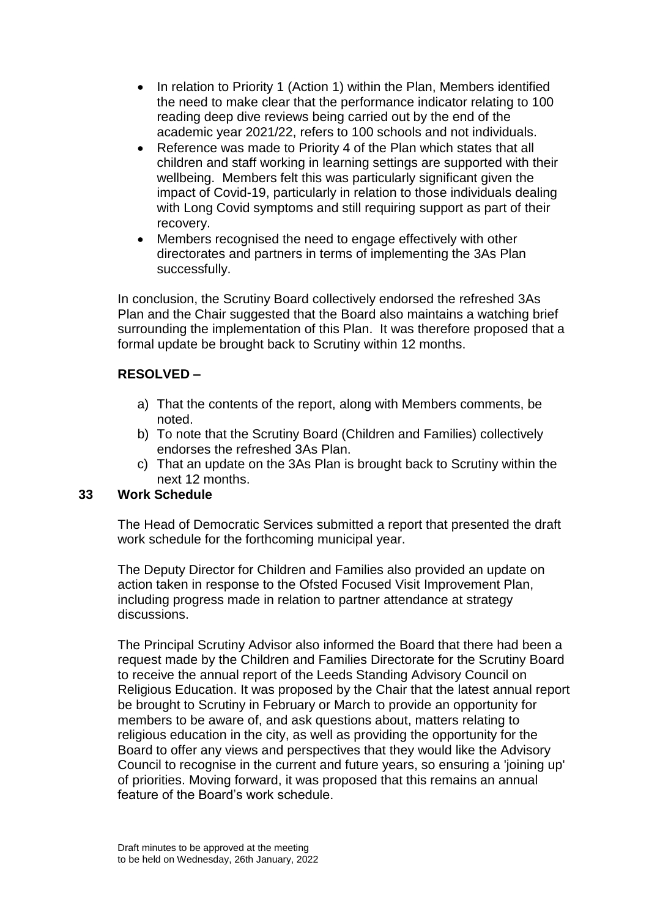- In relation to Priority 1 (Action 1) within the Plan, Members identified the need to make clear that the performance indicator relating to 100 reading deep dive reviews being carried out by the end of the academic year 2021/22, refers to 100 schools and not individuals.
- Reference was made to Priority 4 of the Plan which states that all children and staff working in learning settings are supported with their wellbeing. Members felt this was particularly significant given the impact of Covid-19, particularly in relation to those individuals dealing with Long Covid symptoms and still requiring support as part of their recovery.
- Members recognised the need to engage effectively with other directorates and partners in terms of implementing the 3As Plan successfully.

In conclusion, the Scrutiny Board collectively endorsed the refreshed 3As Plan and the Chair suggested that the Board also maintains a watching brief surrounding the implementation of this Plan. It was therefore proposed that a formal update be brought back to Scrutiny within 12 months.

**RESOLVED –**

a) That the contents of the report, along with Members comments, be noted.
b) To note that the Scrutiny Board (Children and Families) collectively endorses the refreshed 3As Plan.
c) That an update on the 3As Plan is brought back to Scrutiny within the next 12 months.

**33 Work Schedule**

The Head of Democratic Services submitted a report that presented the draft work schedule for the forthcoming municipal year.

The Deputy Director for Children and Families also provided an update on action taken in response to the Ofsted Focused Visit Improvement Plan, including progress made in relation to partner attendance at strategy discussions.

The Principal Scrutiny Advisor also informed the Board that there had been a request made by the Children and Families Directorate for the Scrutiny Board to receive the annual report of the Leeds Standing Advisory Council on Religious Education. It was proposed by the Chair that the latest annual report be brought to Scrutiny in February or March to provide an opportunity for members to be aware of, and ask questions about, matters relating to religious education in the city, as well as providing the opportunity for the Board to offer any views and perspectives that they would like the Advisory Council to recognise in the current and future years, so ensuring a 'joining up' of priorities. Moving forward, it was proposed that this remains an annual feature of the Board's work schedule.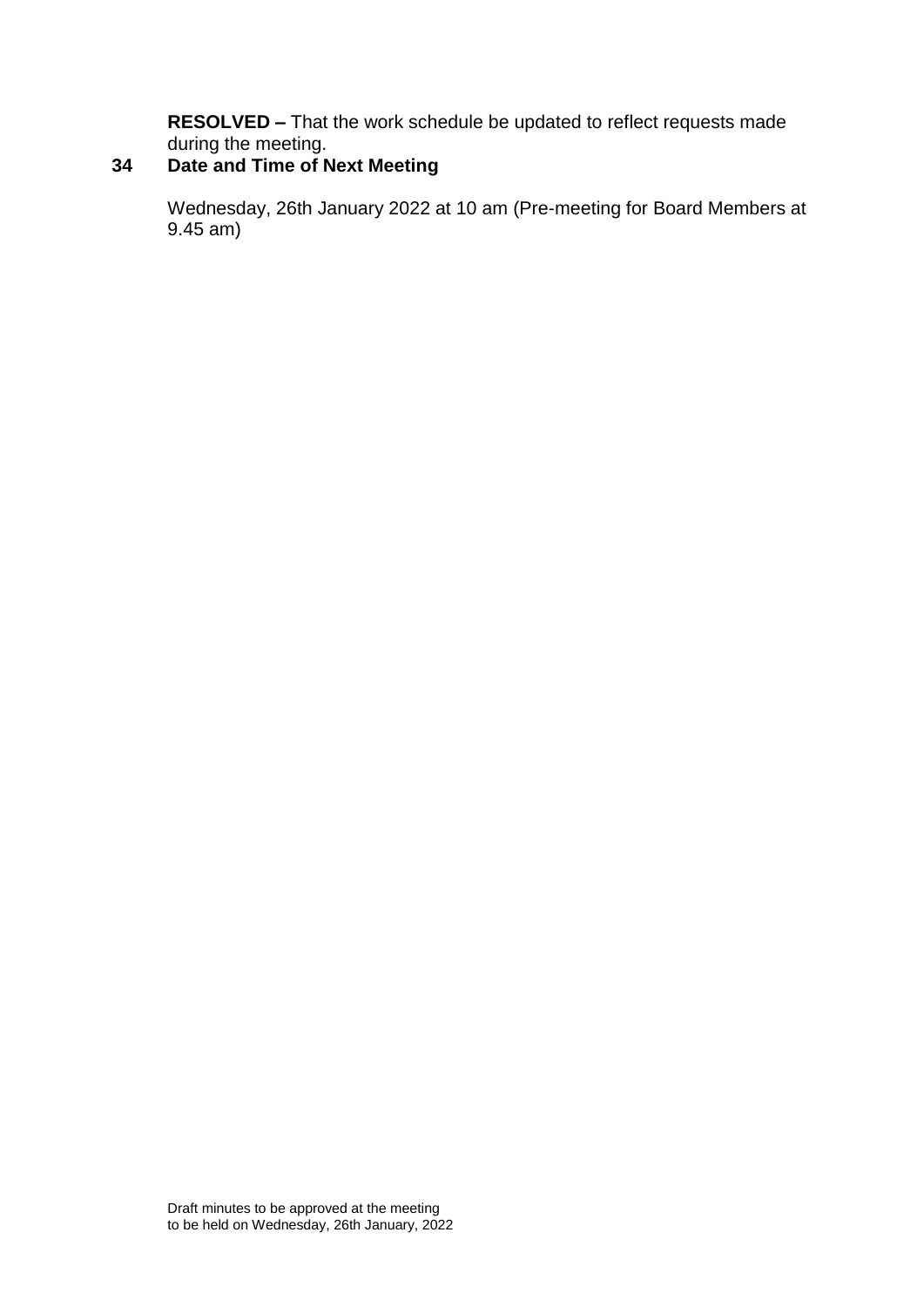**RESOLVED –** That the work schedule be updated to reflect requests made during the meeting.

### 34 Date and Time of Next Meeting

Wednesday, 26th January 2022 at 10 am (Pre-meeting for Board Members at 9.45 am)